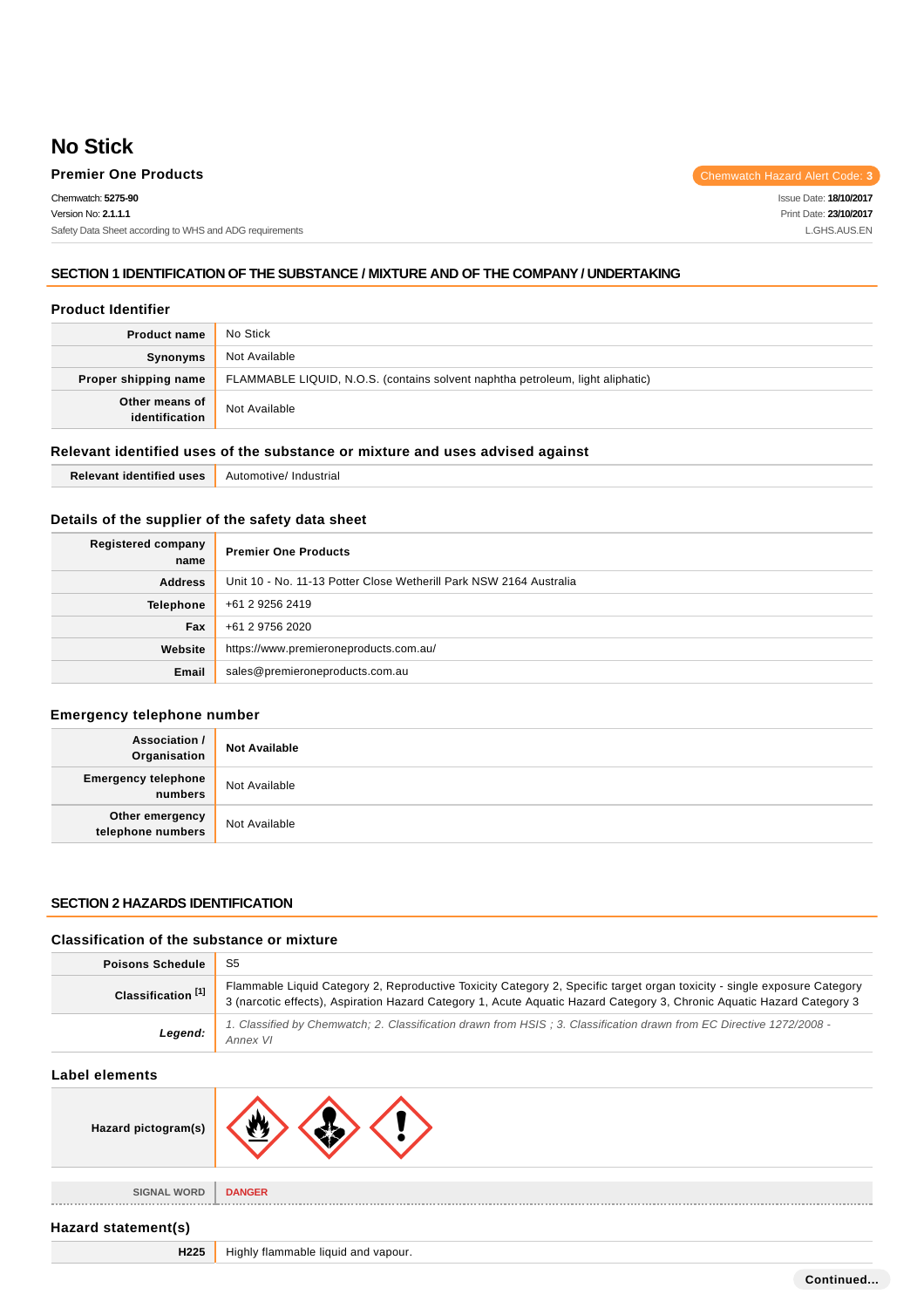# No Stick

## Premier One Products

Chemwatch Hazard Alert Code: 3

Chemwatch: **5275-90**
Version No: **2.1.1.1**
Safety Data Sheet according to WHS and ADG requirements

Issue Date: **18/10/2017**
Print Date: **23/10/2017**
L.GHS.AUS.EN

## SECTION 1 IDENTIFICATION OF THE SUBSTANCE / MIXTURE AND OF THE COMPANY / UNDERTAKING

### Product Identifier

| | |
|---|---|
| **Product name** | No Stick |
| **Synonyms** | Not Available |
| **Proper shipping name** | FLAMMABLE LIQUID, N.O.S. (contains solvent naphtha petroleum, light aliphatic) |
| **Other means of identification** | Not Available |

### Relevant identified uses of the substance or mixture and uses advised against

| | |
|---|---|
| **Relevant identified uses** | Automotive/ Industrial |

### Details of the supplier of the safety data sheet

| | |
|---|---|
| **Registered company name** | **Premier One Products** |
| **Address** | Unit 10 - No. 11-13 Potter Close Wetherill Park NSW 2164 Australia |
| **Telephone** | +61 2 9256 2419 |
| **Fax** | +61 2 9756 2020 |
| **Website** | https://www.premieroneproducts.com.au/ |
| **Email** | sales@premieroneproducts.com.au |

### Emergency telephone number

| | |
|---|---|
| **Association / Organisation** | **Not Available** |
| **Emergency telephone numbers** | Not Available |
| **Other emergency telephone numbers** | Not Available |

## SECTION 2 HAZARDS IDENTIFICATION

### Classification of the substance or mixture

| | |
|---|---|
| **Poisons Schedule** | S5 |
| **Classification [1]** | Flammable Liquid Category 2, Reproductive Toxicity Category 2, Specific target organ toxicity - single exposure Category 3 (narcotic effects), Aspiration Hazard Category 1, Acute Aquatic Hazard Category 3, Chronic Aquatic Hazard Category 3 |
| ***Legend:*** | *1. Classified by Chemwatch; 2. Classification drawn from HSIS ; 3. Classification drawn from EC Directive 1272/2008 - Annex VI* |

### Label elements

| | |
|---|---|
| **Hazard pictogram(s)** | |
| SIGNAL WORD | **DANGER** |

### Hazard statement(s)

| | |
|---|---|
| **H225** | Highly flammable liquid and vapour. |

Continued...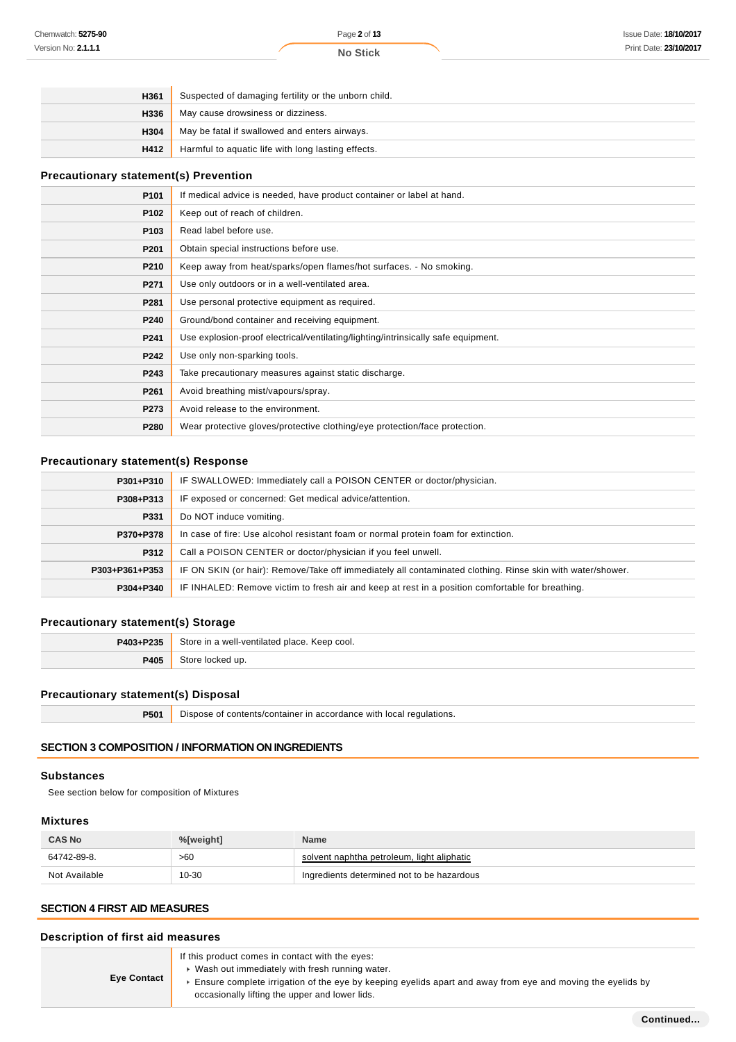| | |
|---|---|
| **H361** | Suspected of damaging fertility or the unborn child. |
| **H336** | May cause drowsiness or dizziness. |
| **H304** | May be fatal if swallowed and enters airways. |
| **H412** | Harmful to aquatic life with long lasting effects. |

### Precautionary statement(s) Prevention

| | |
|---|---|
| **P101** | If medical advice is needed, have product container or label at hand. |
| **P102** | Keep out of reach of children. |
| **P103** | Read label before use. |
| **P201** | Obtain special instructions before use. |
| **P210** | Keep away from heat/sparks/open flames/hot surfaces. - No smoking. |
| **P271** | Use only outdoors or in a well-ventilated area. |
| **P281** | Use personal protective equipment as required. |
| **P240** | Ground/bond container and receiving equipment. |
| **P241** | Use explosion-proof electrical/ventilating/lighting/intrinsically safe equipment. |
| **P242** | Use only non-sparking tools. |
| **P243** | Take precautionary measures against static discharge. |
| **P261** | Avoid breathing mist/vapours/spray. |
| **P273** | Avoid release to the environment. |
| **P280** | Wear protective gloves/protective clothing/eye protection/face protection. |

### Precautionary statement(s) Response

| | |
|---|---|
| **P301+P310** | IF SWALLOWED: Immediately call a POISON CENTER or doctor/physician. |
| **P308+P313** | IF exposed or concerned: Get medical advice/attention. |
| **P331** | Do NOT induce vomiting. |
| **P370+P378** | In case of fire: Use alcohol resistant foam or normal protein foam for extinction. |
| **P312** | Call a POISON CENTER or doctor/physician if you feel unwell. |
| **P303+P361+P353** | IF ON SKIN (or hair): Remove/Take off immediately all contaminated clothing. Rinse skin with water/shower. |
| **P304+P340** | IF INHALED: Remove victim to fresh air and keep at rest in a position comfortable for breathing. |

### Precautionary statement(s) Storage

| | |
|---|---|
| **P403+P235** | Store in a well-ventilated place. Keep cool. |
| **P405** | Store locked up. |

### Precautionary statement(s) Disposal

| | |
|---|---|
| **P501** | Dispose of contents/container in accordance with local regulations. |

## SECTION 3 COMPOSITION / INFORMATION ON INGREDIENTS

### Substances

See section below for composition of Mixtures

### Mixtures

| CAS No | %[weight] | Name |
|---|---|---|
| 64742-89-8. | >60 | solvent naphtha petroleum, light aliphatic |
| Not Available | 10-30 | Ingredients determined not to be hazardous |

## SECTION 4 FIRST AID MEASURES

### Description of first aid measures

| | |
|---|---|
| **Eye Contact** | If this product comes in contact with the eyes:<br>‣ Wash out immediately with fresh running water.<br>‣ Ensure complete irrigation of the eye by keeping eyelids apart and away from eye and moving the eyelids by occasionally lifting the upper and lower lids. |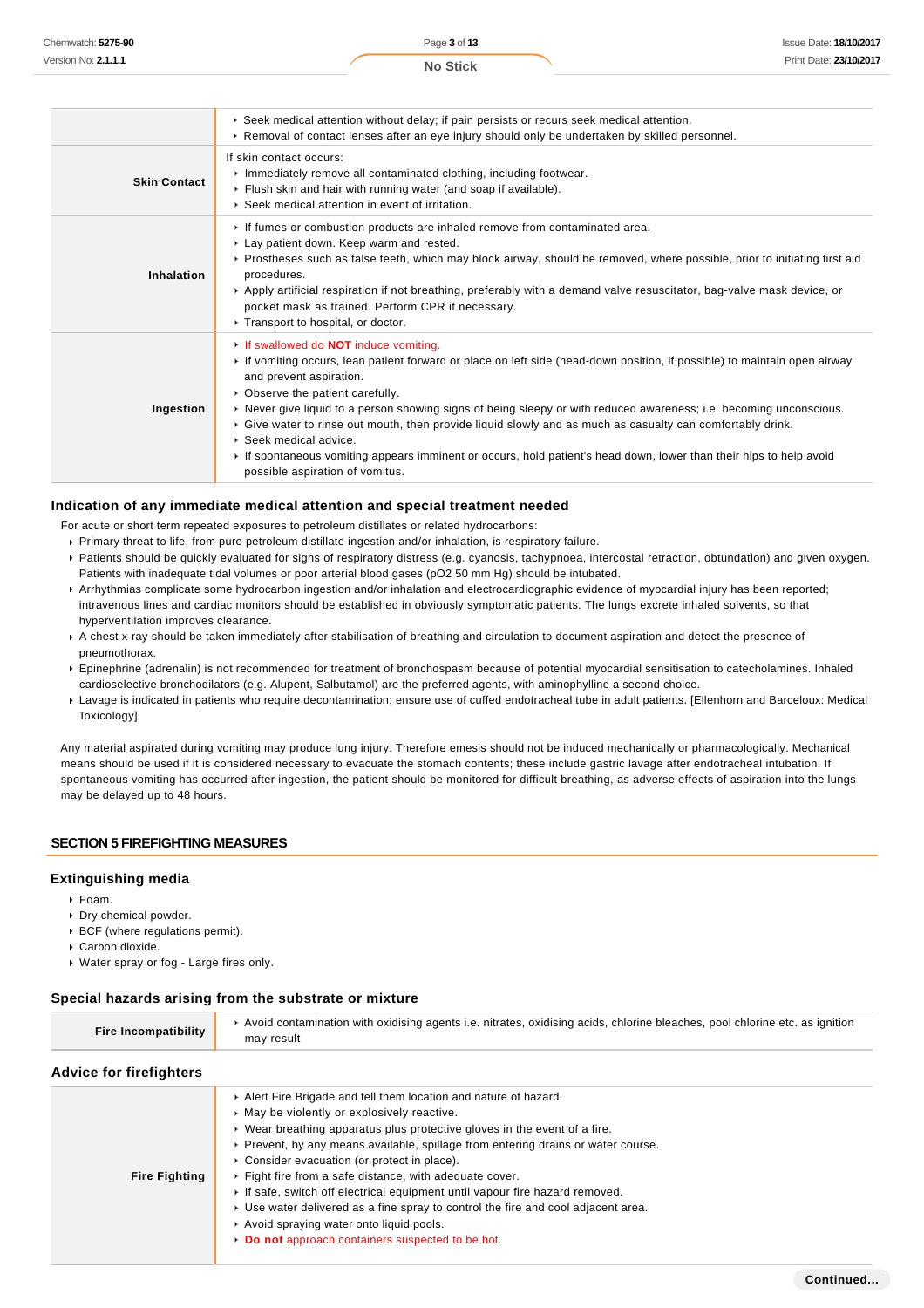| | |
|---|---|
| | - Seek medical attention without delay; if pain persists or recurs seek medical attention.<br>- Removal of contact lenses after an eye injury should only be undertaken by skilled personnel. |
| **Skin Contact** | If skin contact occurs:<br>- Immediately remove all contaminated clothing, including footwear.<br>- Flush skin and hair with running water (and soap if available).<br>- Seek medical attention in event of irritation. |
| **Inhalation** | - If fumes or combustion products are inhaled remove from contaminated area.<br>- Lay patient down. Keep warm and rested.<br>- Prostheses such as false teeth, which may block airway, should be removed, where possible, prior to initiating first aid procedures.<br>- Apply artificial respiration if not breathing, preferably with a demand valve resuscitator, bag-valve mask device, or pocket mask as trained. Perform CPR if necessary.<br>- Transport to hospital, or doctor. |
| **Ingestion** | - If swallowed do **NOT** induce vomiting.<br>- If vomiting occurs, lean patient forward or place on left side (head-down position, if possible) to maintain open airway and prevent aspiration.<br>- Observe the patient carefully.<br>- Never give liquid to a person showing signs of being sleepy or with reduced awareness; i.e. becoming unconscious.<br>- Give water to rinse out mouth, then provide liquid slowly and as much as casualty can comfortably drink.<br>- Seek medical advice.<br>- If spontaneous vomiting appears imminent or occurs, hold patient's head down, lower than their hips to help avoid possible aspiration of vomitus. |

### Indication of any immediate medical attention and special treatment needed

For acute or short term repeated exposures to petroleum distillates or related hydrocarbons:

- Primary threat to life, from pure petroleum distillate ingestion and/or inhalation, is respiratory failure.
- Patients should be quickly evaluated for signs of respiratory distress (e.g. cyanosis, tachypnoea, intercostal retraction, obtundation) and given oxygen. Patients with inadequate tidal volumes or poor arterial blood gases (pO2 50 mm Hg) should be intubated.
- Arrhythmias complicate some hydrocarbon ingestion and/or inhalation and electrocardiographic evidence of myocardial injury has been reported; intravenous lines and cardiac monitors should be established in obviously symptomatic patients. The lungs excrete inhaled solvents, so that hyperventilation improves clearance.
- A chest x-ray should be taken immediately after stabilisation of breathing and circulation to document aspiration and detect the presence of pneumothorax.
- Epinephrine (adrenalin) is not recommended for treatment of bronchospasm because of potential myocardial sensitisation to catecholamines. Inhaled cardioselective bronchodilators (e.g. Alupent, Salbutamol) are the preferred agents, with aminophylline a second choice.
- Lavage is indicated in patients who require decontamination; ensure use of cuffed endotracheal tube in adult patients. [Ellenhorn and Barceloux: Medical Toxicology]

Any material aspirated during vomiting may produce lung injury. Therefore emesis should not be induced mechanically or pharmacologically. Mechanical means should be used if it is considered necessary to evacuate the stomach contents; these include gastric lavage after endotracheal intubation. If spontaneous vomiting has occurred after ingestion, the patient should be monitored for difficult breathing, as adverse effects of aspiration into the lungs may be delayed up to 48 hours.

## SECTION 5 FIREFIGHTING MEASURES

### Extinguishing media

- Foam.
- Dry chemical powder.
- BCF (where regulations permit).
- Carbon dioxide.
- Water spray or fog - Large fires only.

### Special hazards arising from the substrate or mixture

| | |
|---|---|
| **Fire Incompatibility** | - Avoid contamination with oxidising agents i.e. nitrates, oxidising acids, chlorine bleaches, pool chlorine etc. as ignition may result |

### Advice for firefighters

| | |
|---|---|
| **Fire Fighting** | - Alert Fire Brigade and tell them location and nature of hazard.<br>- May be violently or explosively reactive.<br>- Wear breathing apparatus plus protective gloves in the event of a fire.<br>- Prevent, by any means available, spillage from entering drains or water course.<br>- Consider evacuation (or protect in place).<br>- Fight fire from a safe distance, with adequate cover.<br>- If safe, switch off electrical equipment until vapour fire hazard removed.<br>- Use water delivered as a fine spray to control the fire and cool adjacent area.<br>- Avoid spraying water onto liquid pools.<br>- **Do not** approach containers suspected to be hot. |

**Continued...**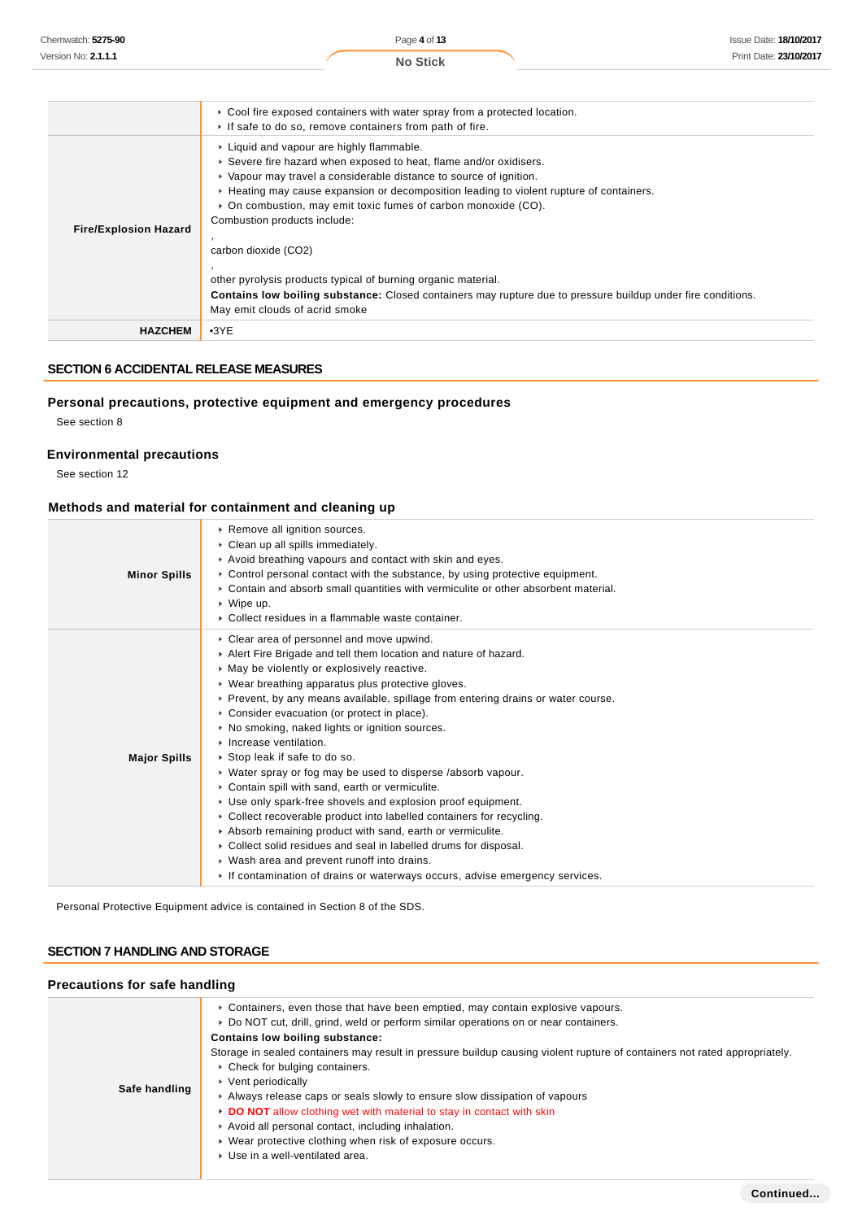| | |
|---|---|
| | ‣ Cool fire exposed containers with water spray from a protected location.<br>‣ If safe to do so, remove containers from path of fire. |
| **Fire/Explosion Hazard** | ‣ Liquid and vapour are highly flammable.<br>‣ Severe fire hazard when exposed to heat, flame and/or oxidisers.<br>‣ Vapour may travel a considerable distance to source of ignition.<br>‣ Heating may cause expansion or decomposition leading to violent rupture of containers.<br>‣ On combustion, may emit toxic fumes of carbon monoxide (CO).<br>Combustion products include:<br>,<br>carbon dioxide ($CO_2$)<br>,<br>other pyrolysis products typical of burning organic material.<br>**Contains low boiling substance:** Closed containers may rupture due to pressure buildup under fire conditions.<br>May emit clouds of acrid smoke |
| **HAZCHEM** | •3YE |

## SECTION 6 ACCIDENTAL RELEASE MEASURES

### Personal precautions, protective equipment and emergency procedures

See section 8

### Environmental precautions

See section 12

### Methods and material for containment and cleaning up

| | |
|---|---|
| **Minor Spills** | ‣ Remove all ignition sources.<br>‣ Clean up all spills immediately.<br>‣ Avoid breathing vapours and contact with skin and eyes.<br>‣ Control personal contact with the substance, by using protective equipment.<br>‣ Contain and absorb small quantities with vermiculite or other absorbent material.<br>‣ Wipe up.<br>‣ Collect residues in a flammable waste container. |
| **Major Spills** | ‣ Clear area of personnel and move upwind.<br>‣ Alert Fire Brigade and tell them location and nature of hazard.<br>‣ May be violently or explosively reactive.<br>‣ Wear breathing apparatus plus protective gloves.<br>‣ Prevent, by any means available, spillage from entering drains or water course.<br>‣ Consider evacuation (or protect in place).<br>‣ No smoking, naked lights or ignition sources.<br>‣ Increase ventilation.<br>‣ Stop leak if safe to do so.<br>‣ Water spray or fog may be used to disperse /absorb vapour.<br>‣ Contain spill with sand, earth or vermiculite.<br>‣ Use only spark-free shovels and explosion proof equipment.<br>‣ Collect recoverable product into labelled containers for recycling.<br>‣ Absorb remaining product with sand, earth or vermiculite.<br>‣ Collect solid residues and seal in labelled drums for disposal.<br>‣ Wash area and prevent runoff into drains.<br>‣ If contamination of drains or waterways occurs, advise emergency services. |

Personal Protective Equipment advice is contained in Section 8 of the SDS.

## SECTION 7 HANDLING AND STORAGE

### Precautions for safe handling

| | |
|---|---|
| **Safe handling** | ‣ Containers, even those that have been emptied, may contain explosive vapours.<br>‣ Do NOT cut, drill, grind, weld or perform similar operations on or near containers.<br>**Contains low boiling substance:**<br>Storage in sealed containers may result in pressure buildup causing violent rupture of containers not rated appropriately.<br>‣ Check for bulging containers.<br>‣ Vent periodically<br>‣ Always release caps or seals slowly to ensure slow dissipation of vapours<br>‣ **DO NOT** allow clothing wet with material to stay in contact with skin<br>‣ Avoid all personal contact, including inhalation.<br>‣ Wear protective clothing when risk of exposure occurs.<br>‣ Use in a well-ventilated area. |

**Continued...**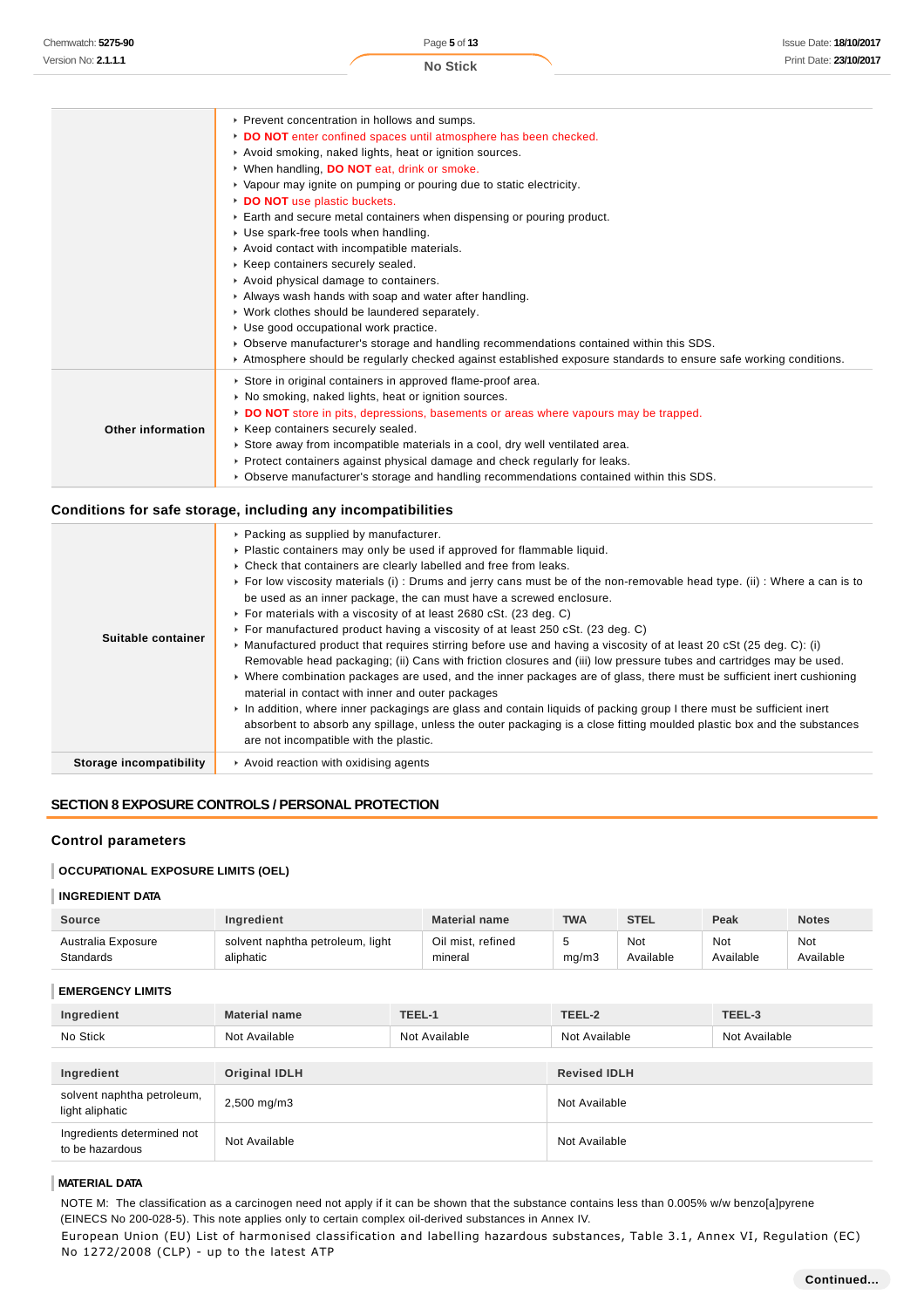| | |
|---|---|
| | ▸ Prevent concentration in hollows and sumps.<br>▸ **DO NOT** enter confined spaces until atmosphere has been checked.<br>▸ Avoid smoking, naked lights, heat or ignition sources.<br>▸ When handling, **DO NOT** eat, drink or smoke.<br>▸ Vapour may ignite on pumping or pouring due to static electricity.<br>▸ **DO NOT** use plastic buckets.<br>▸ Earth and secure metal containers when dispensing or pouring product.<br>▸ Use spark-free tools when handling.<br>▸ Avoid contact with incompatible materials.<br>▸ Keep containers securely sealed.<br>▸ Avoid physical damage to containers.<br>▸ Always wash hands with soap and water after handling.<br>▸ Work clothes should be laundered separately.<br>▸ Use good occupational work practice.<br>▸ Observe manufacturer's storage and handling recommendations contained within this SDS.<br>▸ Atmosphere should be regularly checked against established exposure standards to ensure safe working conditions. |
| **Other information** | ▸ Store in original containers in approved flame-proof area.<br>▸ No smoking, naked lights, heat or ignition sources.<br>▸ **DO NOT** store in pits, depressions, basements or areas where vapours may be trapped.<br>▸ Keep containers securely sealed.<br>▸ Store away from incompatible materials in a cool, dry well ventilated area.<br>▸ Protect containers against physical damage and check regularly for leaks.<br>▸ Observe manufacturer's storage and handling recommendations contained within this SDS. |

### Conditions for safe storage, including any incompatibilities

| | |
|---|---|
| **Suitable container** | ▸ Packing as supplied by manufacturer.<br>▸ Plastic containers may only be used if approved for flammable liquid.<br>▸ Check that containers are clearly labelled and free from leaks.<br>▸ For low viscosity materials (i) : Drums and jerry cans must be of the non-removable head type. (ii) : Where a can is to be used as an inner package, the can must have a screwed enclosure.<br>▸ For materials with a viscosity of at least 2680 cSt. (23 deg. C)<br>▸ For manufactured product having a viscosity of at least 250 cSt. (23 deg. C)<br>▸ Manufactured product that requires stirring before use and having a viscosity of at least 20 cSt (25 deg. C): (i) Removable head packaging; (ii) Cans with friction closures and (iii) low pressure tubes and cartridges may be used.<br>▸ Where combination packages are used, and the inner packages are of glass, there must be sufficient inert cushioning material in contact with inner and outer packages<br>▸ In addition, where inner packagings are glass and contain liquids of packing group I there must be sufficient inert absorbent to absorb any spillage, unless the outer packaging is a close fitting moulded plastic box and the substances are not incompatible with the plastic. |
| **Storage incompatibility** | ▸ Avoid reaction with oxidising agents |

## SECTION 8 EXPOSURE CONTROLS / PERSONAL PROTECTION

### Control parameters

#### OCCUPATIONAL EXPOSURE LIMITS (OEL)

#### INGREDIENT DATA

| Source | Ingredient | Material name | TWA | STEL | Peak | Notes |
|---|---|---|---|---|---|---|
| Australia Exposure Standards | solvent naphtha petroleum, light aliphatic | Oil mist, refined mineral | 5 mg/m3 | Not Available | Not Available | Not Available |

#### EMERGENCY LIMITS

| Ingredient | Material name | TEEL-1 | TEEL-2 | TEEL-3 |
|---|---|---|---|---|
| No Stick | Not Available | Not Available | Not Available | Not Available |

| Ingredient | Original IDLH | Revised IDLH |
|---|---|---|
| solvent naphtha petroleum, light aliphatic | 2,500 mg/m3 | Not Available |
| Ingredients determined not to be hazardous | Not Available | Not Available |

#### MATERIAL DATA

NOTE M: The classification as a carcinogen need not apply if it can be shown that the substance contains less than 0.005% w/w benzo[a]pyrene (EINECS No 200-028-5). This note applies only to certain complex oil-derived substances in Annex IV.
European Union (EU) List of harmonised classification and labelling hazardous substances, Table 3.1, Annex VI, Regulation (EC) No 1272/2008 (CLP) - up to the latest ATP

Continued...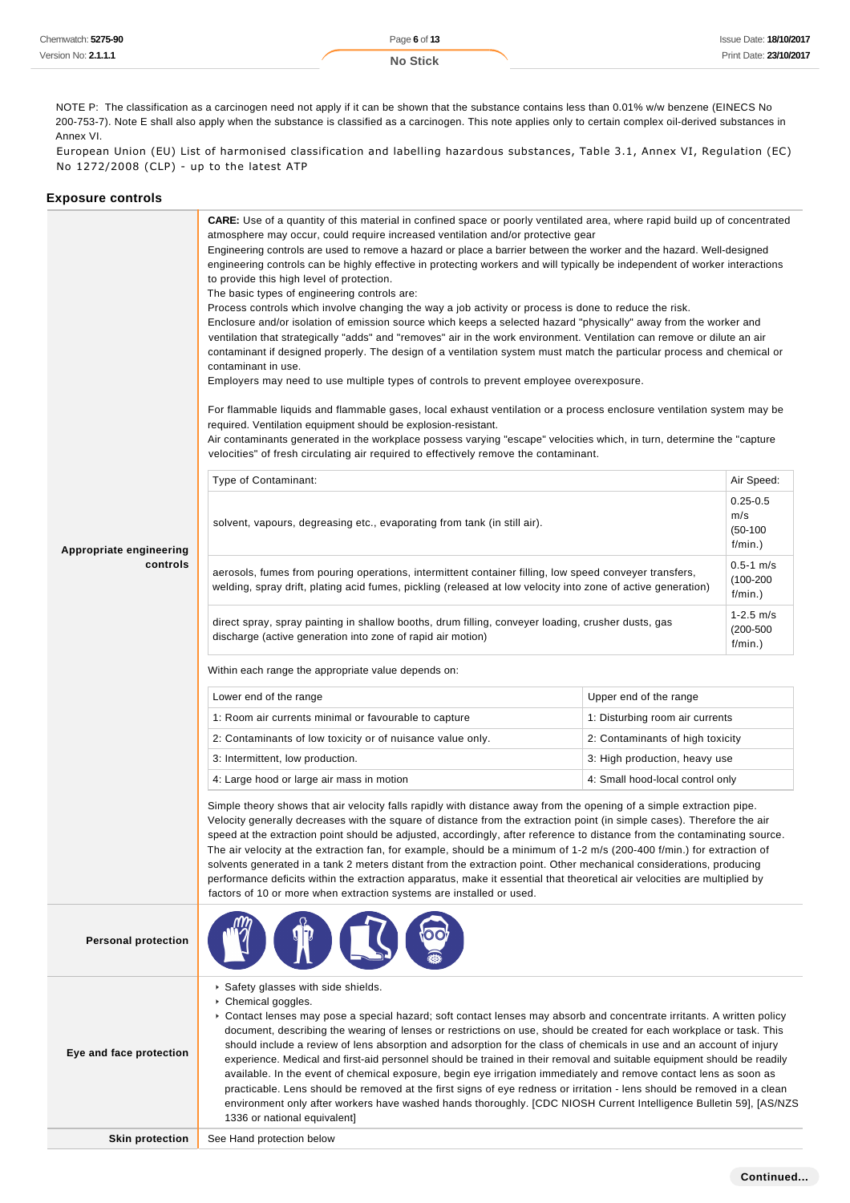NOTE P: The classification as a carcinogen need not apply if it can be shown that the substance contains less than 0.01% w/w benzene (EINECS No 200-753-7). Note E shall also apply when the substance is classified as a carcinogen. This note applies only to certain complex oil-derived substances in Annex VI.

European Union (EU) List of harmonised classification and labelling hazardous substances, Table 3.1, Annex VI, Regulation (EC) No 1272/2008 (CLP) - up to the latest ATP

## Exposure controls

**Appropriate engineering controls**

**CARE:** Use of a quantity of this material in confined space or poorly ventilated area, where rapid build up of concentrated atmosphere may occur, could require increased ventilation and/or protective gear

Engineering controls are used to remove a hazard or place a barrier between the worker and the hazard. Well-designed engineering controls can be highly effective in protecting workers and will typically be independent of worker interactions to provide this high level of protection.

The basic types of engineering controls are:

Process controls which involve changing the way a job activity or process is done to reduce the risk.

Enclosure and/or isolation of emission source which keeps a selected hazard "physically" away from the worker and ventilation that strategically "adds" and "removes" air in the work environment. Ventilation can remove or dilute an air contaminant if designed properly. The design of a ventilation system must match the particular process and chemical or contaminant in use.

Employers may need to use multiple types of controls to prevent employee overexposure.

For flammable liquids and flammable gases, local exhaust ventilation or a process enclosure ventilation system may be required. Ventilation equipment should be explosion-resistant.

Air contaminants generated in the workplace possess varying "escape" velocities which, in turn, determine the "capture velocities" of fresh circulating air required to effectively remove the contaminant.

| Type of Contaminant: | Air Speed: |
|---|---|
| solvent, vapours, degreasing etc., evaporating from tank (in still air). | 0.25-0.5 m/s (50-100 f/min.) |
| aerosols, fumes from pouring operations, intermittent container filling, low speed conveyer transfers, welding, spray drift, plating acid fumes, pickling (released at low velocity into zone of active generation) | 0.5-1 m/s (100-200 f/min.) |
| direct spray, spray painting in shallow booths, drum filling, conveyer loading, crusher dusts, gas discharge (active generation into zone of rapid air motion) | 1-2.5 m/s (200-500 f/min.) |

Within each range the appropriate value depends on:

| Lower end of the range | Upper end of the range |
|---|---|
| 1: Room air currents minimal or favourable to capture | 1: Disturbing room air currents |
| 2: Contaminants of low toxicity or of nuisance value only. | 2: Contaminants of high toxicity |
| 3: Intermittent, low production. | 3: High production, heavy use |
| 4: Large hood or large air mass in motion | 4: Small hood-local control only |

Simple theory shows that air velocity falls rapidly with distance away from the opening of a simple extraction pipe. Velocity generally decreases with the square of distance from the extraction point (in simple cases). Therefore the air speed at the extraction point should be adjusted, accordingly, after reference to distance from the contaminating source. The air velocity at the extraction fan, for example, should be a minimum of 1-2 m/s (200-400 f/min.) for extraction of solvents generated in a tank 2 meters distant from the extraction point. Other mechanical considerations, producing performance deficits within the extraction apparatus, make it essential that theoretical air velocities are multiplied by factors of 10 or more when extraction systems are installed or used.

**Personal protection**

**Eye and face protection**

- Safety glasses with side shields.
- Chemical goggles.
- Contact lenses may pose a special hazard; soft contact lenses may absorb and concentrate irritants. A written policy document, describing the wearing of lenses or restrictions on use, should be created for each workplace or task. This should include a review of lens absorption and adsorption for the class of chemicals in use and an account of injury experience. Medical and first-aid personnel should be trained in their removal and suitable equipment should be readily available. In the event of chemical exposure, begin eye irrigation immediately and remove contact lens as soon as practicable. Lens should be removed at the first signs of eye redness or irritation - lens should be removed in a clean environment only after workers have washed hands thoroughly. [CDC NIOSH Current Intelligence Bulletin 59], [AS/NZS 1336 or national equivalent]

**Skin protection**

See Hand protection below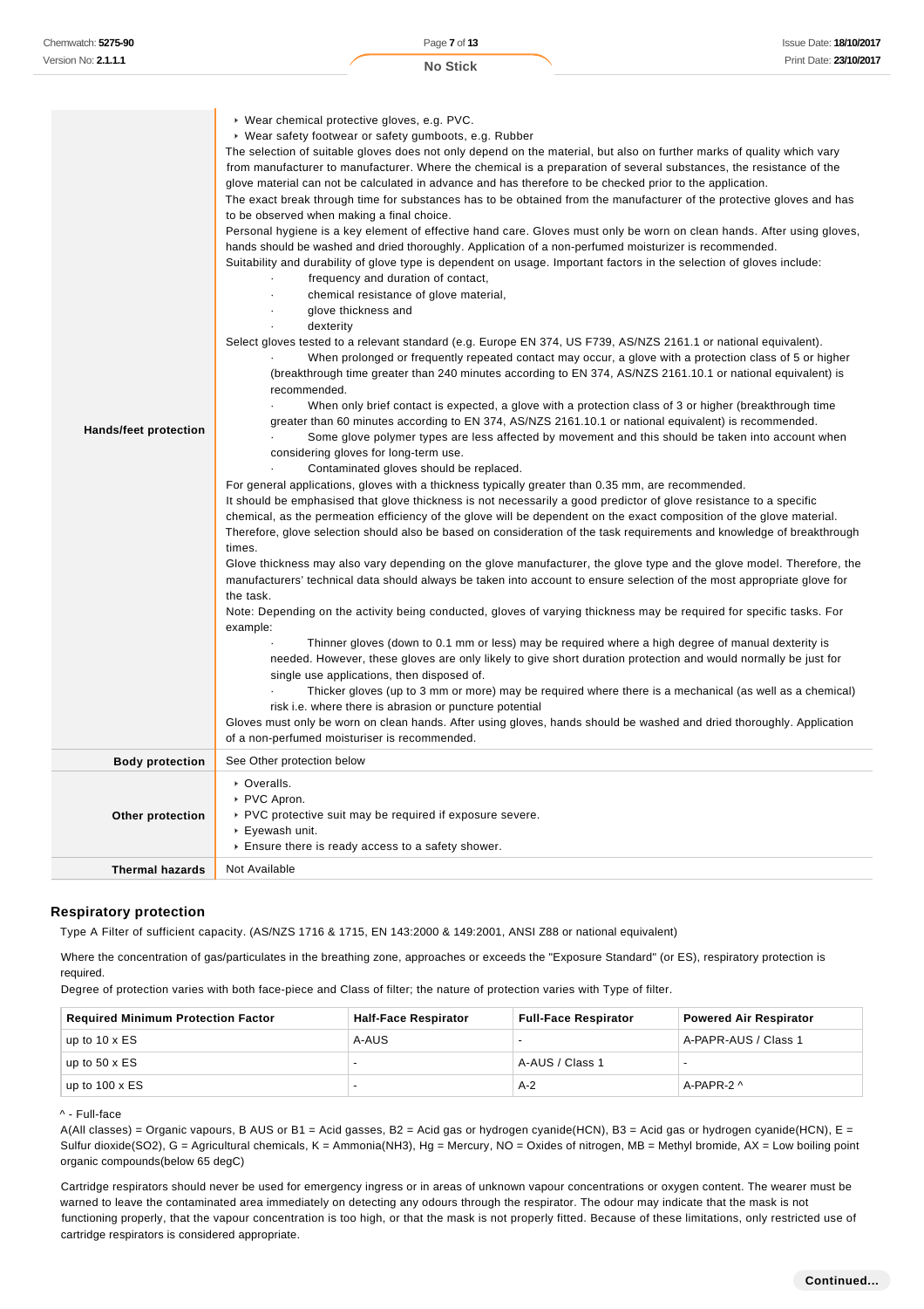| | |
|---|---|
| **Hands/feet protection** | ▸ Wear chemical protective gloves, e.g. PVC.<br>▸ Wear safety footwear or safety gumboots, e.g. Rubber<br>The selection of suitable gloves does not only depend on the material, but also on further marks of quality which vary from manufacturer to manufacturer. Where the chemical is a preparation of several substances, the resistance of the glove material can not be calculated in advance and has therefore to be checked prior to the application.<br>The exact break through time for substances has to be obtained from the manufacturer of the protective gloves and has to be observed when making a final choice.<br>Personal hygiene is a key element of effective hand care. Gloves must only be worn on clean hands. After using gloves, hands should be washed and dried thoroughly. Application of a non-perfumed moisturizer is recommended.<br>Suitability and durability of glove type is dependent on usage. Important factors in the selection of gloves include:<br>· frequency and duration of contact,<br>· chemical resistance of glove material,<br>· glove thickness and<br>· dexterity<br>Select gloves tested to a relevant standard (e.g. Europe EN 374, US F739, AS/NZS 2161.1 or national equivalent).<br>· When prolonged or frequently repeated contact may occur, a glove with a protection class of 5 or higher (breakthrough time greater than 240 minutes according to EN 374, AS/NZS 2161.10.1 or national equivalent) is recommended.<br>· When only brief contact is expected, a glove with a protection class of 3 or higher (breakthrough time greater than 60 minutes according to EN 374, AS/NZS 2161.10.1 or national equivalent) is recommended.<br>· Some glove polymer types are less affected by movement and this should be taken into account when considering gloves for long-term use.<br>· Contaminated gloves should be replaced.<br>For general applications, gloves with a thickness typically greater than 0.35 mm, are recommended.<br>It should be emphasised that glove thickness is not necessarily a good predictor of glove resistance to a specific chemical, as the permeation efficiency of the glove will be dependent on the exact composition of the glove material. Therefore, glove selection should also be based on consideration of the task requirements and knowledge of breakthrough times.<br>Glove thickness may also vary depending on the glove manufacturer, the glove type and the glove model. Therefore, the manufacturers' technical data should always be taken into account to ensure selection of the most appropriate glove for the task.<br>Note: Depending on the activity being conducted, gloves of varying thickness may be required for specific tasks. For example:<br>· Thinner gloves (down to 0.1 mm or less) may be required where a high degree of manual dexterity is needed. However, these gloves are only likely to give short duration protection and would normally be just for single use applications, then disposed of.<br>· Thicker gloves (up to 3 mm or more) may be required where there is a mechanical (as well as a chemical) risk i.e. where there is abrasion or puncture potential<br>Gloves must only be worn on clean hands. After using gloves, hands should be washed and dried thoroughly. Application of a non-perfumed moisturiser is recommended. |
| **Body protection** | See Other protection below |
| **Other protection** | ▸ Overalls.<br>▸ PVC Apron.<br>▸ PVC protective suit may be required if exposure severe.<br>▸ Eyewash unit.<br>▸ Ensure there is ready access to a safety shower. |
| **Thermal hazards** | Not Available |

### Respiratory protection

Type A Filter of sufficient capacity. (AS/NZS 1716 & 1715, EN 143:2000 & 149:2001, ANSI Z88 or national equivalent)

Where the concentration of gas/particulates in the breathing zone, approaches or exceeds the "Exposure Standard" (or ES), respiratory protection is required.
Degree of protection varies with both face-piece and Class of filter; the nature of protection varies with Type of filter.

| Required Minimum Protection Factor | Half-Face Respirator | Full-Face Respirator | Powered Air Respirator |
|---|---|---|---|
| up to 10 x ES | A-AUS | - | A-PAPR-AUS / Class 1 |
| up to 50 x ES | - | A-AUS / Class 1 | - |
| up to 100 x ES | - | A-2 | A-PAPR-2 ^ |

^ - Full-face
A(All classes) = Organic vapours, B AUS or B1 = Acid gasses, B2 = Acid gas or hydrogen cyanide(HCN), B3 = Acid gas or hydrogen cyanide(HCN), E = Sulfur dioxide($SO_2$), G = Agricultural chemicals, K = Ammonia($NH_3$), Hg = Mercury, NO = Oxides of nitrogen, MB = Methyl bromide, AX = Low boiling point organic compounds(below 65 degC)

Cartridge respirators should never be used for emergency ingress or in areas of unknown vapour concentrations or oxygen content. The wearer must be warned to leave the contaminated area immediately on detecting any odours through the respirator. The odour may indicate that the mask is not functioning properly, that the vapour concentration is too high, or that the mask is not properly fitted. Because of these limitations, only restricted use of cartridge respirators is considered appropriate.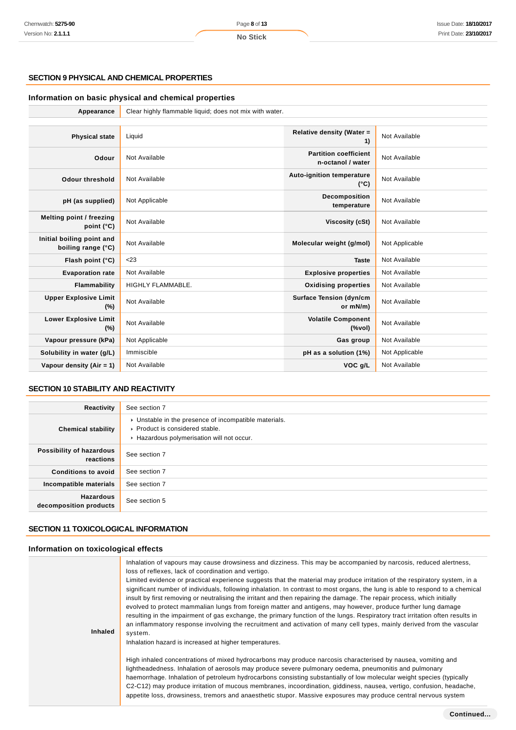## SECTION 9 PHYSICAL AND CHEMICAL PROPERTIES

### Information on basic physical and chemical properties

| | |
|---|---|
| **Appearance** | Clear highly flammable liquid; does not mix with water. |

| | | | |
|---|---|---|---|
| **Physical state** | Liquid | **Relative density (Water = 1)** | Not Available |
| **Odour** | Not Available | **Partition coefficient n-octanol / water** | Not Available |
| **Odour threshold** | Not Available | **Auto-ignition temperature (°C)** | Not Available |
| **pH (as supplied)** | Not Applicable | **Decomposition temperature** | Not Available |
| **Melting point / freezing point (°C)** | Not Available | **Viscosity (cSt)** | Not Available |
| **Initial boiling point and boiling range (°C)** | Not Available | **Molecular weight (g/mol)** | Not Applicable |
| **Flash point (°C)** | <23 | **Taste** | Not Available |
| **Evaporation rate** | Not Available | **Explosive properties** | Not Available |
| **Flammability** | HIGHLY FLAMMABLE. | **Oxidising properties** | Not Available |
| **Upper Explosive Limit (%)** | Not Available | **Surface Tension (dyn/cm or mN/m)** | Not Available |
| **Lower Explosive Limit (%)** | Not Available | **Volatile Component (%vol)** | Not Available |
| **Vapour pressure (kPa)** | Not Applicable | **Gas group** | Not Available |
| **Solubility in water (g/L)** | Immiscible | **pH as a solution (1%)** | Not Applicable |
| **Vapour density (Air = 1)** | Not Available | **VOC g/L** | Not Available |

## SECTION 10 STABILITY AND REACTIVITY

| | |
|---|---|
| **Reactivity** | See section 7 |
| **Chemical stability** | ▸ Unstable in the presence of incompatible materials.<br>▸ Product is considered stable.<br>▸ Hazardous polymerisation will not occur. |
| **Possibility of hazardous reactions** | See section 7 |
| **Conditions to avoid** | See section 7 |
| **Incompatible materials** | See section 7 |
| **Hazardous decomposition products** | See section 5 |

## SECTION 11 TOXICOLOGICAL INFORMATION

### Information on toxicological effects

| | |
|---|---|
| **Inhaled** | Inhalation of vapours may cause drowsiness and dizziness. This may be accompanied by narcosis, reduced alertness, loss of reflexes, lack of coordination and vertigo.<br>Limited evidence or practical experience suggests that the material may produce irritation of the respiratory system, in a significant number of individuals, following inhalation. In contrast to most organs, the lung is able to respond to a chemical insult by first removing or neutralising the irritant and then repairing the damage. The repair process, which initially evolved to protect mammalian lungs from foreign matter and antigens, may however, produce further lung damage resulting in the impairment of gas exchange, the primary function of the lungs. Respiratory tract irritation often results in an inflammatory response involving the recruitment and activation of many cell types, mainly derived from the vascular system.<br>Inhalation hazard is increased at higher temperatures.<br><br>High inhaled concentrations of mixed hydrocarbons may produce narcosis characterised by nausea, vomiting and lightheadedness. Inhalation of aerosols may produce severe pulmonary oedema, pneumonitis and pulmonary haemorrhage. Inhalation of petroleum hydrocarbons consisting substantially of low molecular weight species (typically C2-C12) may produce irritation of mucous membranes, incoordination, giddiness, nausea, vertigo, confusion, headache, appetite loss, drowsiness, tremors and anaesthetic stupor. Massive exposures may produce central nervous system |

Continued...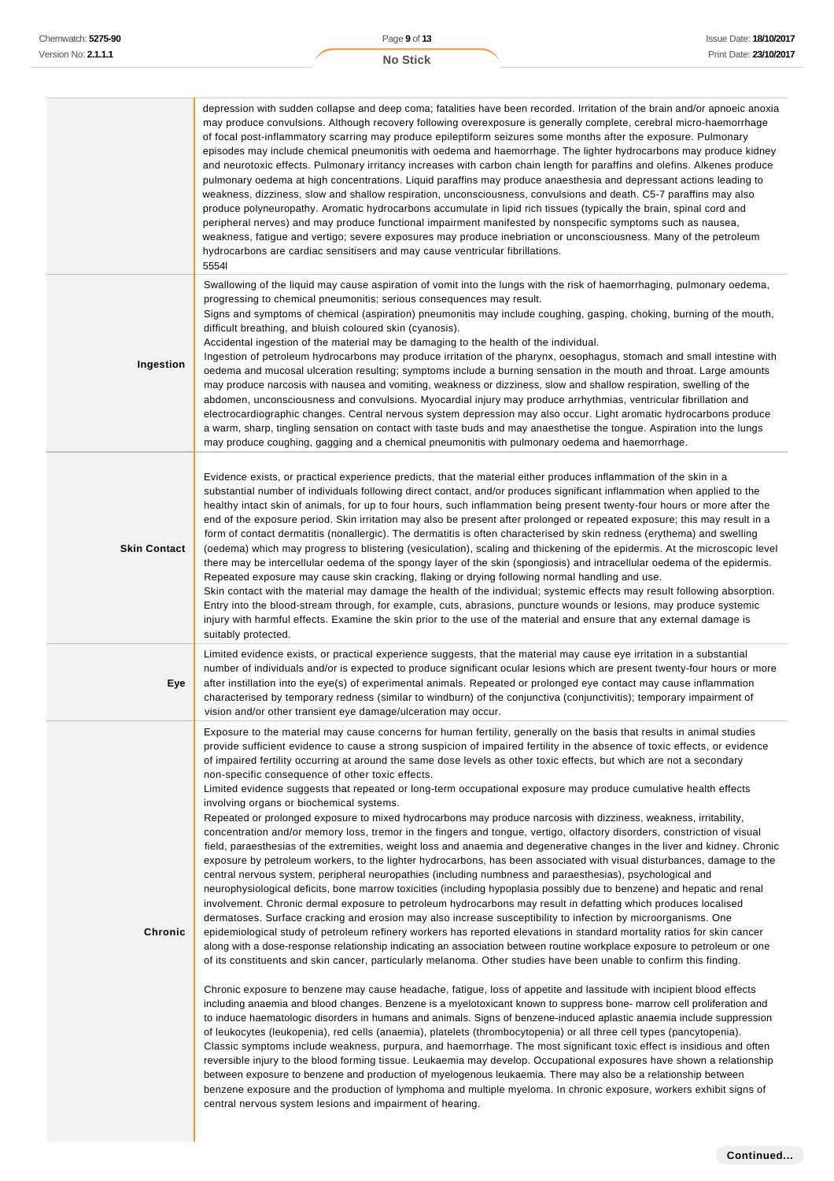| | |
|---|---|
| | depression with sudden collapse and deep coma; fatalities have been recorded. Irritation of the brain and/or apnoeic anoxia may produce convulsions. Although recovery following overexposure is generally complete, cerebral micro-haemorrhage of focal post-inflammatory scarring may produce epileptiform seizures some months after the exposure. Pulmonary episodes may include chemical pneumonitis with oedema and haemorrhage. The lighter hydrocarbons may produce kidney and neurotoxic effects. Pulmonary irritancy increases with carbon chain length for paraffins and olefins. Alkenes produce pulmonary oedema at high concentrations. Liquid paraffins may produce anaesthesia and depressant actions leading to weakness, dizziness, slow and shallow respiration, unconsciousness, convulsions and death. C5-7 paraffins may also produce polyneuropathy. Aromatic hydrocarbons accumulate in lipid rich tissues (typically the brain, spinal cord and peripheral nerves) and may produce functional impairment manifested by nonspecific symptoms such as nausea, weakness, fatigue and vertigo; severe exposures may produce inebriation or unconsciousness. Many of the petroleum hydrocarbons are cardiac sensitisers and may cause ventricular fibrillations.<br>5554l |
| **Ingestion** | Swallowing of the liquid may cause aspiration of vomit into the lungs with the risk of haemorrhaging, pulmonary oedema, progressing to chemical pneumonitis; serious consequences may result.<br>Signs and symptoms of chemical (aspiration) pneumonitis may include coughing, gasping, choking, burning of the mouth, difficult breathing, and bluish coloured skin (cyanosis).<br>Accidental ingestion of the material may be damaging to the health of the individual.<br>Ingestion of petroleum hydrocarbons may produce irritation of the pharynx, oesophagus, stomach and small intestine with oedema and mucosal ulceration resulting; symptoms include a burning sensation in the mouth and throat. Large amounts may produce narcosis with nausea and vomiting, weakness or dizziness, slow and shallow respiration, swelling of the abdomen, unconsciousness and convulsions. Myocardial injury may produce arrhythmias, ventricular fibrillation and electrocardiographic changes. Central nervous system depression may also occur. Light aromatic hydrocarbons produce a warm, sharp, tingling sensation on contact with taste buds and may anaesthetise the tongue. Aspiration into the lungs may produce coughing, gagging and a chemical pneumonitis with pulmonary oedema and haemorrhage. |
| **Skin Contact** | Evidence exists, or practical experience predicts, that the material either produces inflammation of the skin in a substantial number of individuals following direct contact, and/or produces significant inflammation when applied to the healthy intact skin of animals, for up to four hours, such inflammation being present twenty-four hours or more after the end of the exposure period. Skin irritation may also be present after prolonged or repeated exposure; this may result in a form of contact dermatitis (nonallergic). The dermatitis is often characterised by skin redness (erythema) and swelling (oedema) which may progress to blistering (vesiculation), scaling and thickening of the epidermis. At the microscopic level there may be intercellular oedema of the spongy layer of the skin (spongiosis) and intracellular oedema of the epidermis.<br>Repeated exposure may cause skin cracking, flaking or drying following normal handling and use.<br>Skin contact with the material may damage the health of the individual; systemic effects may result following absorption.<br>Entry into the blood-stream through, for example, cuts, abrasions, puncture wounds or lesions, may produce systemic injury with harmful effects. Examine the skin prior to the use of the material and ensure that any external damage is suitably protected. |
| **Eye** | Limited evidence exists, or practical experience suggests, that the material may cause eye irritation in a substantial number of individuals and/or is expected to produce significant ocular lesions which are present twenty-four hours or more after instillation into the eye(s) of experimental animals. Repeated or prolonged eye contact may cause inflammation characterised by temporary redness (similar to windburn) of the conjunctiva (conjunctivitis); temporary impairment of vision and/or other transient eye damage/ulceration may occur. |
| **Chronic** | Exposure to the material may cause concerns for human fertility, generally on the basis that results in animal studies provide sufficient evidence to cause a strong suspicion of impaired fertility in the absence of toxic effects, or evidence of impaired fertility occurring at around the same dose levels as other toxic effects, but which are not a secondary non-specific consequence of other toxic effects.<br>Limited evidence suggests that repeated or long-term occupational exposure may produce cumulative health effects involving organs or biochemical systems.<br>Repeated or prolonged exposure to mixed hydrocarbons may produce narcosis with dizziness, weakness, irritability, concentration and/or memory loss, tremor in the fingers and tongue, vertigo, olfactory disorders, constriction of visual field, paraesthesias of the extremities, weight loss and anaemia and degenerative changes in the liver and kidney. Chronic exposure by petroleum workers, to the lighter hydrocarbons, has been associated with visual disturbances, damage to the central nervous system, peripheral neuropathies (including numbness and paraesthesias), psychological and neurophysiological deficits, bone marrow toxicities (including hypoplasia possibly due to benzene) and hepatic and renal involvement. Chronic dermal exposure to petroleum hydrocarbons may result in defatting which produces localised dermatoses. Surface cracking and erosion may also increase susceptibility to infection by microorganisms. One epidemiological study of petroleum refinery workers has reported elevations in standard mortality ratios for skin cancer along with a dose-response relationship indicating an association between routine workplace exposure to petroleum or one of its constituents and skin cancer, particularly melanoma. Other studies have been unable to confirm this finding.<br><br>Chronic exposure to benzene may cause headache, fatigue, loss of appetite and lassitude with incipient blood effects including anaemia and blood changes. Benzene is a myelotoxicant known to suppress bone- marrow cell proliferation and to induce haematologic disorders in humans and animals. Signs of benzene-induced aplastic anaemia include suppression of leukocytes (leukopenia), red cells (anaemia), platelets (thrombocytopenia) or all three cell types (pancytopenia). Classic symptoms include weakness, purpura, and haemorrhage. The most significant toxic effect is insidious and often reversible injury to the blood forming tissue. Leukaemia may develop. Occupational exposures have shown a relationship between exposure to benzene and production of myelogenous leukaemia. There may also be a relationship between benzene exposure and the production of lymphoma and multiple myeloma. In chronic exposure, workers exhibit signs of central nervous system lesions and impairment of hearing. |

Continued...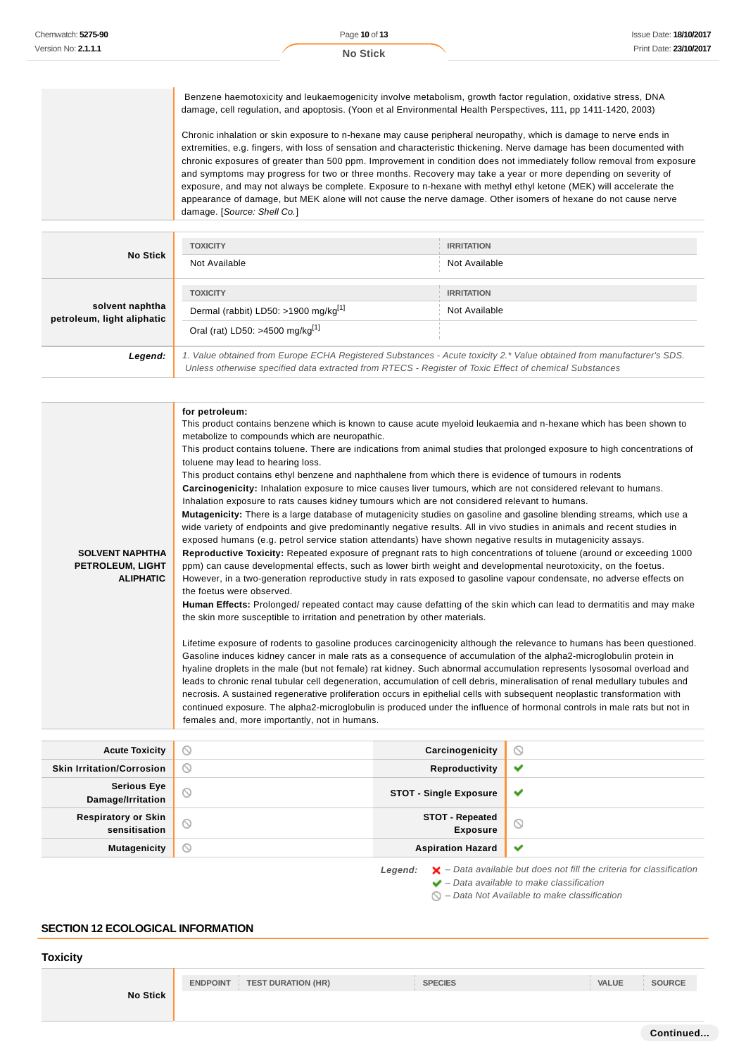| | |
|---|---|
| | Benzene haemotoxicity and leukaemogenicity involve metabolism, growth factor regulation, oxidative stress, DNA damage, cell regulation, and apoptosis. (Yoon et al Environmental Health Perspectives, 111, pp 1411-1420, 2003)<br><br>Chronic inhalation or skin exposure to n-hexane may cause peripheral neuropathy, which is damage to nerve ends in extremities, e.g. fingers, with loss of sensation and characteristic thickening. Nerve damage has been documented with chronic exposures of greater than 500 ppm. Improvement in condition does not immediately follow removal from exposure and symptoms may progress for two or three months. Recovery may take a year or more depending on severity of exposure, and may not always be complete. Exposure to n-hexane with methyl ethyl ketone (MEK) will accelerate the appearance of damage, but MEK alone will not cause the nerve damage. Other isomers of hexane do not cause nerve damage. [*Source: Shell Co.*] |

| | TOXICITY | IRRITATION |
|---|---|---|
| **No Stick** | Not Available | Not Available |
| **solvent naphtha petroleum, light aliphatic** | Dermal (rabbit) LD50: >1900 mg/kg[1] | Not Available |
| | Oral (rat) LD50: >4500 mg/kg[1] | |
| ***Legend:*** | *1. Value obtained from Europe ECHA Registered Substances - Acute toxicity 2.\* Value obtained from manufacturer's SDS. Unless otherwise specified data extracted from RTECS - Register of Toxic Effect of chemical Substances* | |

| | |
|---|---|
| **SOLVENT NAPHTHA PETROLEUM, LIGHT ALIPHATIC** | **for petroleum:**<br>This product contains benzene which is known to cause acute myeloid leukaemia and n-hexane which has been shown to metabolize to compounds which are neuropathic.<br>This product contains toluene. There are indications from animal studies that prolonged exposure to high concentrations of toluene may lead to hearing loss.<br>This product contains ethyl benzene and naphthalene from which there is evidence of tumours in rodents<br>**Carcinogenicity:** Inhalation exposure to mice causes liver tumours, which are not considered relevant to humans. Inhalation exposure to rats causes kidney tumours which are not considered relevant to humans.<br>**Mutagenicity:** There is a large database of mutagenicity studies on gasoline and gasoline blending streams, which use a wide variety of endpoints and give predominantly negative results. All in vivo studies in animals and recent studies in exposed humans (e.g. petrol service station attendants) have shown negative results in mutagenicity assays.<br>**Reproductive Toxicity:** Repeated exposure of pregnant rats to high concentrations of toluene (around or exceeding 1000 ppm) can cause developmental effects, such as lower birth weight and developmental neurotoxicity, on the foetus. However, in a two-generation reproductive study in rats exposed to gasoline vapour condensate, no adverse effects on the foetus were observed.<br>**Human Effects:** Prolonged/ repeated contact may cause defatting of the skin which can lead to dermatitis and may make the skin more susceptible to irritation and penetration by other materials.<br><br>Lifetime exposure of rodents to gasoline produces carcinogenicity although the relevance to humans has been questioned. Gasoline induces kidney cancer in male rats as a consequence of accumulation of the alpha2-microglobulin protein in hyaline droplets in the male (but not female) rat kidney. Such abnormal accumulation represents lysosomal overload and leads to chronic renal tubular cell degeneration, accumulation of cell debris, mineralisation of renal medullary tubules and necrosis. A sustained regenerative proliferation occurs in epithelial cells with subsequent neoplastic transformation with continued exposure. The alpha2-microglobulin is produced under the influence of hormonal controls in male rats but not in females and, more importantly, not in humans. |

| | | | |
|---|---|---|---|
| **Acute Toxicity** | ⦸ | **Carcinogenicity** | ⦸ |
| **Skin Irritation/Corrosion** | ⦸ | **Reproductivity** | ✔ |
| **Serious Eye Damage/Irritation** | ⦸ | **STOT - Single Exposure** | ✔ |
| **Respiratory or Skin sensitisation** | ⦸ | **STOT - Repeated Exposure** | ⦸ |
| **Mutagenicity** | ⦸ | **Aspiration Hazard** | ✔ |

***Legend:***
✘ *– Data available but does not fill the criteria for classification*
✔ *– Data available to make classification*
⦸ *– Data Not Available to make classification*

## SECTION 12 ECOLOGICAL INFORMATION

### Toxicity

| | ENDPOINT | TEST DURATION (HR) | SPECIES | VALUE | SOURCE |
|---|---|---|---|---|---|
| **No Stick** | | | | | |

Continued...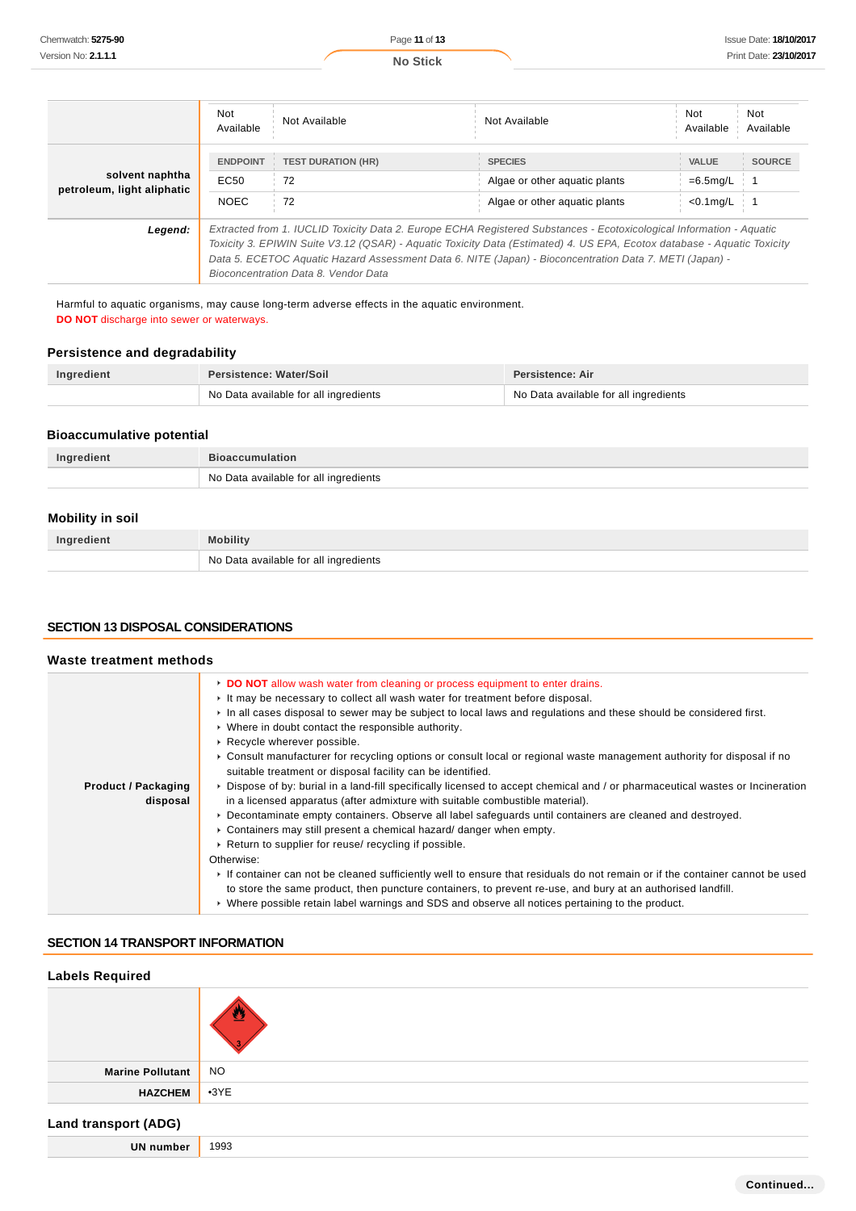| | | | | | |
|---|---|---|---|---|---|
| | Not Available | Not Available | Not Available | Not Available | Not Available |
| solvent naphtha petroleum, light aliphatic | ENDPOINT | TEST DURATION (HR) | SPECIES | VALUE | SOURCE |
| | EC50 | 72 | Algae or other aquatic plants | =6.5mg/L | 1 |
| | NOEC | 72 | Algae or other aquatic plants | <0.1mg/L | 1 |
| ***Legend:*** | *Extracted from 1. IUCLID Toxicity Data 2. Europe ECHA Registered Substances - Ecotoxicological Information - Aquatic Toxicity 3. EPIWIN Suite V3.12 (QSAR) - Aquatic Toxicity Data (Estimated) 4. US EPA, Ecotox database - Aquatic Toxicity Data 5. ECETOC Aquatic Hazard Assessment Data 6. NITE (Japan) - Bioconcentration Data 7. METI (Japan) - Bioconcentration Data 8. Vendor Data* | | | | |

Harmful to aquatic organisms, may cause long-term adverse effects in the aquatic environment.
**DO NOT** discharge into sewer or waterways.

### Persistence and degradability

| Ingredient | Persistence: Water/Soil | Persistence: Air |
|---|---|---|
| | No Data available for all ingredients | No Data available for all ingredients |

### Bioaccumulative potential

| Ingredient | Bioaccumulation |
|---|---|
| | No Data available for all ingredients |

### Mobility in soil

| Ingredient | Mobility |
|---|---|
| | No Data available for all ingredients |

## SECTION 13 DISPOSAL CONSIDERATIONS

### Waste treatment methods

**Product / Packaging disposal**

- **DO NOT** allow wash water from cleaning or process equipment to enter drains.
- It may be necessary to collect all wash water for treatment before disposal.
- In all cases disposal to sewer may be subject to local laws and regulations and these should be considered first.
- Where in doubt contact the responsible authority.
- Recycle wherever possible.
- Consult manufacturer for recycling options or consult local or regional waste management authority for disposal if no suitable treatment or disposal facility can be identified.
- Dispose of by: burial in a land-fill specifically licensed to accept chemical and / or pharmaceutical wastes or Incineration in a licensed apparatus (after admixture with suitable combustible material).
- Decontaminate empty containers. Observe all label safeguards until containers are cleaned and destroyed.
- Containers may still present a chemical hazard/ danger when empty.
- Return to supplier for reuse/ recycling if possible.

Otherwise:

- If container can not be cleaned sufficiently well to ensure that residuals do not remain or if the container cannot be used to store the same product, then puncture containers, to prevent re-use, and bury at an authorised landfill.
- Where possible retain label warnings and SDS and observe all notices pertaining to the product.

## SECTION 14 TRANSPORT INFORMATION

### Labels Required

| | |
|---|---|
| Marine Pollutant | NO |
| HAZCHEM | •3YE |

### Land transport (ADG)

| | |
|---|---|
| UN number | 1993 |

Continued...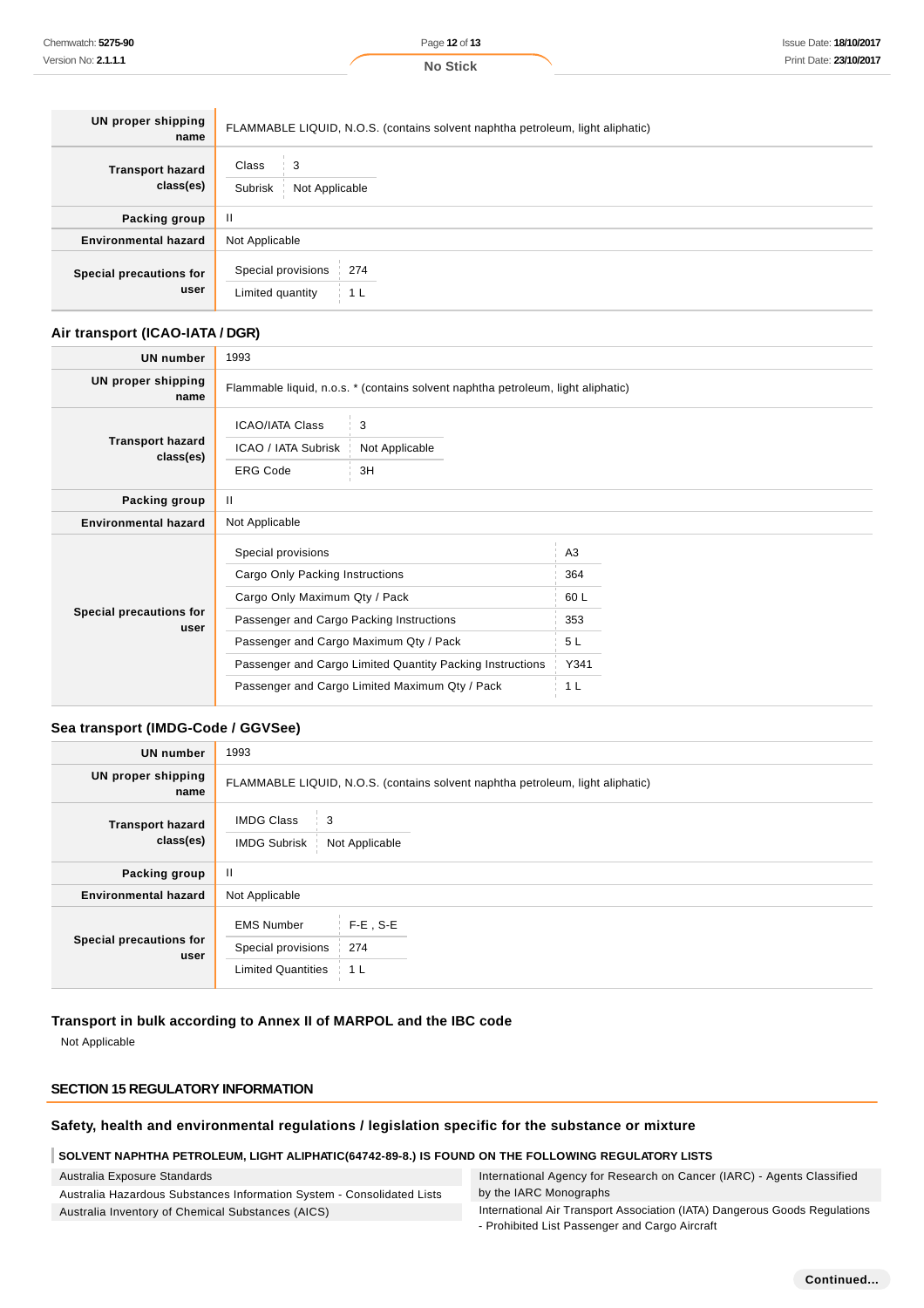| | |
|---|---|
| **UN proper shipping name** | FLAMMABLE LIQUID, N.O.S. (contains solvent naphtha petroleum, light aliphatic) |
| **Transport hazard class(es)** | Class: 3<br>Subrisk: Not Applicable |
| **Packing group** | II |
| **Environmental hazard** | Not Applicable |
| **Special precautions for user** | Special provisions: 274<br>Limited quantity: 1 L |

### Air transport (ICAO-IATA / DGR)

| | |
|---|---|
| **UN number** | 1993 |
| **UN proper shipping name** | Flammable liquid, n.o.s. * (contains solvent naphtha petroleum, light aliphatic) |
| **Transport hazard class(es)** | ICAO/IATA Class: 3<br>ICAO / IATA Subrisk: Not Applicable<br>ERG Code: 3H |
| **Packing group** | II |
| **Environmental hazard** | Not Applicable |
| **Special precautions for user** | Special provisions: A3<br>Cargo Only Packing Instructions: 364<br>Cargo Only Maximum Qty / Pack: 60 L<br>Passenger and Cargo Packing Instructions: 353<br>Passenger and Cargo Maximum Qty / Pack: 5 L<br>Passenger and Cargo Limited Quantity Packing Instructions: Y341<br>Passenger and Cargo Limited Maximum Qty / Pack: 1 L |

### Sea transport (IMDG-Code / GGVSee)

| | |
|---|---|
| **UN number** | 1993 |
| **UN proper shipping name** | FLAMMABLE LIQUID, N.O.S. (contains solvent naphtha petroleum, light aliphatic) |
| **Transport hazard class(es)** | IMDG Class: 3<br>IMDG Subrisk: Not Applicable |
| **Packing group** | II |
| **Environmental hazard** | Not Applicable |
| **Special precautions for user** | EMS Number: F-E , S-E<br>Special provisions: 274<br>Limited Quantities: 1 L |

### Transport in bulk according to Annex II of MARPOL and the IBC code

Not Applicable

## SECTION 15 REGULATORY INFORMATION

### Safety, health and environmental regulations / legislation specific for the substance or mixture

**SOLVENT NAPHTHA PETROLEUM, LIGHT ALIPHATIC(64742-89-8.) IS FOUND ON THE FOLLOWING REGULATORY LISTS**

| | |
|---|---|
| Australia Exposure Standards | International Agency for Research on Cancer (IARC) - Agents Classified by the IARC Monographs |
| Australia Hazardous Substances Information System - Consolidated Lists | International Air Transport Association (IATA) Dangerous Goods Regulations - Prohibited List Passenger and Cargo Aircraft |
| Australia Inventory of Chemical Substances (AICS) | |

Continued...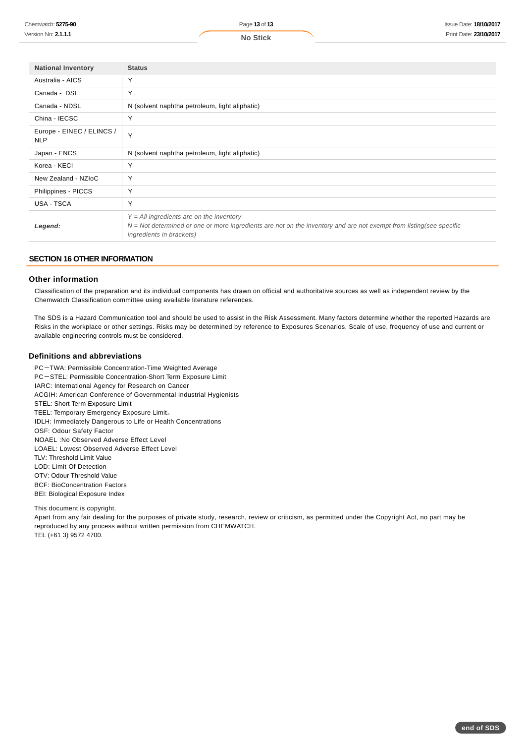| National Inventory | Status |
|---|---|
| Australia - AICS | Y |
| Canada - DSL | Y |
| Canada - NDSL | N (solvent naphtha petroleum, light aliphatic) |
| China - IECSC | Y |
| Europe - EINEC / ELINCS / NLP | Y |
| Japan - ENCS | N (solvent naphtha petroleum, light aliphatic) |
| Korea - KECI | Y |
| New Zealand - NZIoC | Y |
| Philippines - PICCS | Y |
| USA - TSCA | Y |
| ***Legend:*** | *Y = All ingredients are on the inventory*<br>*N = Not determined or one or more ingredients are not on the inventory and are not exempt from listing(see specific ingredients in brackets)* |

## SECTION 16 OTHER INFORMATION

### Other information

Classification of the preparation and its individual components has drawn on official and authoritative sources as well as independent review by the Chemwatch Classification committee using available literature references.

The SDS is a Hazard Communication tool and should be used to assist in the Risk Assessment. Many factors determine whether the reported Hazards are Risks in the workplace or other settings. Risks may be determined by reference to Exposures Scenarios. Scale of use, frequency of use and current or available engineering controls must be considered.

### Definitions and abbreviations

PC−TWA: Permissible Concentration-Time Weighted Average
PC−STEL: Permissible Concentration-Short Term Exposure Limit
IARC: International Agency for Research on Cancer
ACGIH: American Conference of Governmental Industrial Hygienists
STEL: Short Term Exposure Limit
TEEL: Temporary Emergency Exposure Limit。
IDLH: Immediately Dangerous to Life or Health Concentrations
OSF: Odour Safety Factor
NOAEL :No Observed Adverse Effect Level
LOAEL: Lowest Observed Adverse Effect Level
TLV: Threshold Limit Value
LOD: Limit Of Detection
OTV: Odour Threshold Value
BCF: BioConcentration Factors
BEI: Biological Exposure Index

This document is copyright.
Apart from any fair dealing for the purposes of private study, research, review or criticism, as permitted under the Copyright Act, no part may be reproduced by any process without written permission from CHEMWATCH.
TEL (+61 3) 9572 4700.

end of SDS